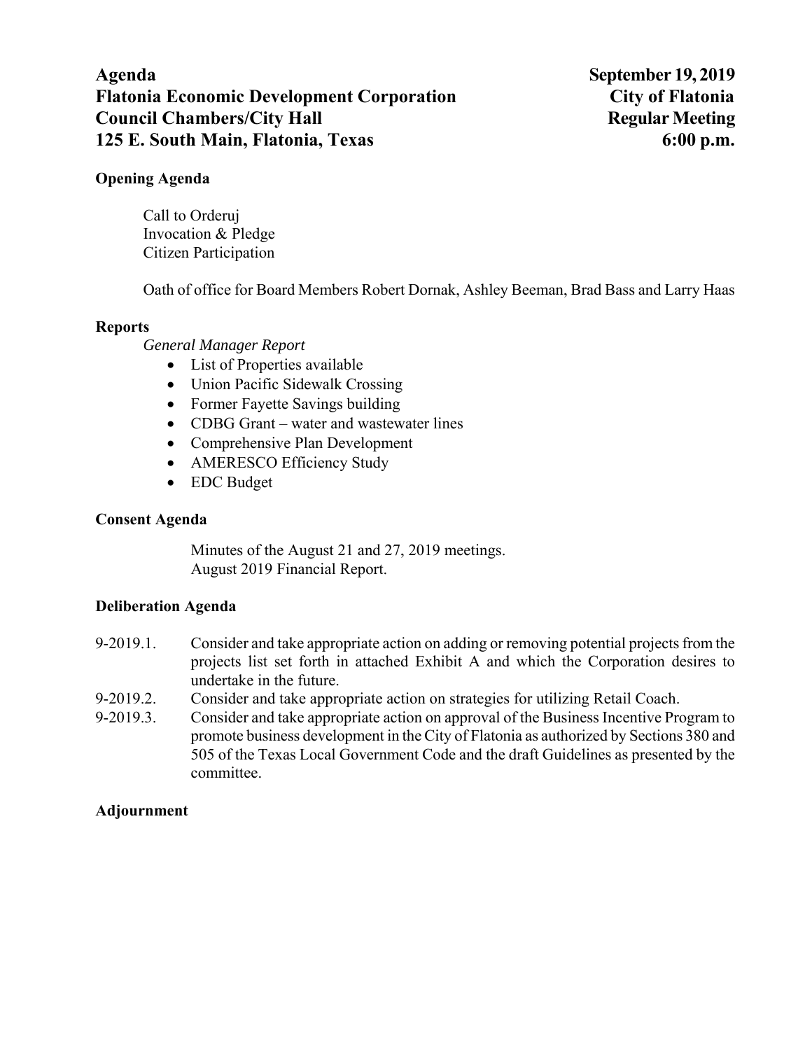**Agenda** **September 19, 2019**
**Flatonia Economic Development Corporation** **City of Flatonia**
**Council Chambers/City Hall** **Regular Meeting**
**125 E. South Main, Flatonia, Texas** **6:00 p.m.**

**Opening Agenda**

Call to Orderuj
Invocation & Pledge
Citizen Participation

Oath of office for Board Members Robert Dornak, Ashley Beeman, Brad Bass and Larry Haas

**Reports**

*General Manager Report*

- List of Properties available
- Union Pacific Sidewalk Crossing
- Former Fayette Savings building
- CDBG Grant – water and wastewater lines
- Comprehensive Plan Development
- AMERESCO Efficiency Study
- EDC Budget

**Consent Agenda**

Minutes of the August 21 and 27, 2019 meetings.
August 2019 Financial Report.

**Deliberation Agenda**

9-2019.1. Consider and take appropriate action on adding or removing potential projects from the projects list set forth in attached Exhibit A and which the Corporation desires to undertake in the future.

9-2019.2. Consider and take appropriate action on strategies for utilizing Retail Coach.

9-2019.3. Consider and take appropriate action on approval of the Business Incentive Program to promote business development in the City of Flatonia as authorized by Sections 380 and 505 of the Texas Local Government Code and the draft Guidelines as presented by the committee.

**Adjournment**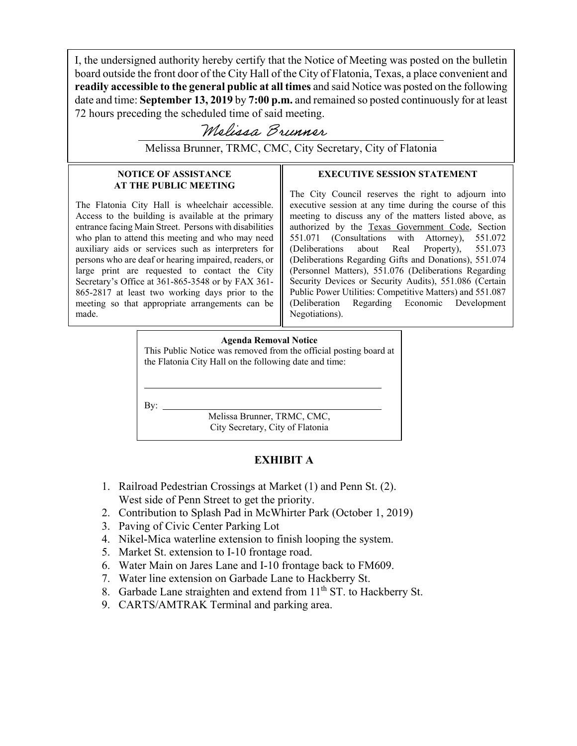I, the undersigned authority hereby certify that the Notice of Meeting was posted on the bulletin board outside the front door of the City Hall of the City of Flatonia, Texas, a place convenient and **readily accessible to the general public at all times** and said Notice was posted on the following date and time: **September 13, 2019** by **7:00 p.m.** and remained so posted continuously for at least 72 hours preceding the scheduled time of said meeting.

*Melissa Brunner*

Melissa Brunner, TRMC, CMC, City Secretary, City of Flatonia

**NOTICE OF ASSISTANCE AT THE PUBLIC MEETING**

The Flatonia City Hall is wheelchair accessible. Access to the building is available at the primary entrance facing Main Street. Persons with disabilities who plan to attend this meeting and who may need auxiliary aids or services such as interpreters for persons who are deaf or hearing impaired, readers, or large print are requested to contact the City Secretary's Office at 361-865-3548 or by FAX 361-865-2817 at least two working days prior to the meeting so that appropriate arrangements can be made.

**EXECUTIVE SESSION STATEMENT**

The City Council reserves the right to adjourn into executive session at any time during the course of this meeting to discuss any of the matters listed above, as authorized by the Texas Government Code, Section 551.071 (Consultations with Attorney), 551.072 (Deliberations about Real Property), 551.073 (Deliberations Regarding Gifts and Donations), 551.074 (Personnel Matters), 551.076 (Deliberations Regarding Security Devices or Security Audits), 551.086 (Certain Public Power Utilities: Competitive Matters) and 551.087 (Deliberation Regarding Economic Development Negotiations).

**Agenda Removal Notice**

This Public Notice was removed from the official posting board at the Flatonia City Hall on the following date and time:

\_\_\_\_\_\_\_\_\_\_\_\_\_\_\_\_\_\_\_\_\_\_\_\_\_\_\_\_\_\_\_\_\_\_\_\_\_\_\_\_

By: \_\_\_\_\_\_\_\_\_\_\_\_\_\_\_\_\_\_\_\_\_\_\_\_\_\_\_\_\_\_\_\_\_\_\_\_\_\_

Melissa Brunner, TRMC, CMC,
City Secretary, City of Flatonia

## EXHIBIT A

1. Railroad Pedestrian Crossings at Market (1) and Penn St. (2). West side of Penn Street to get the priority.
2. Contribution to Splash Pad in McWhirter Park (October 1, 2019)
3. Paving of Civic Center Parking Lot
4. Nikel-Mica waterline extension to finish looping the system.
5. Market St. extension to I-10 frontage road.
6. Water Main on Jares Lane and I-10 frontage back to FM609.
7. Water line extension on Garbade Lane to Hackberry St.
8. Garbade Lane straighten and extend from 11th ST. to Hackberry St.
9. CARTS/AMTRAK Terminal and parking area.